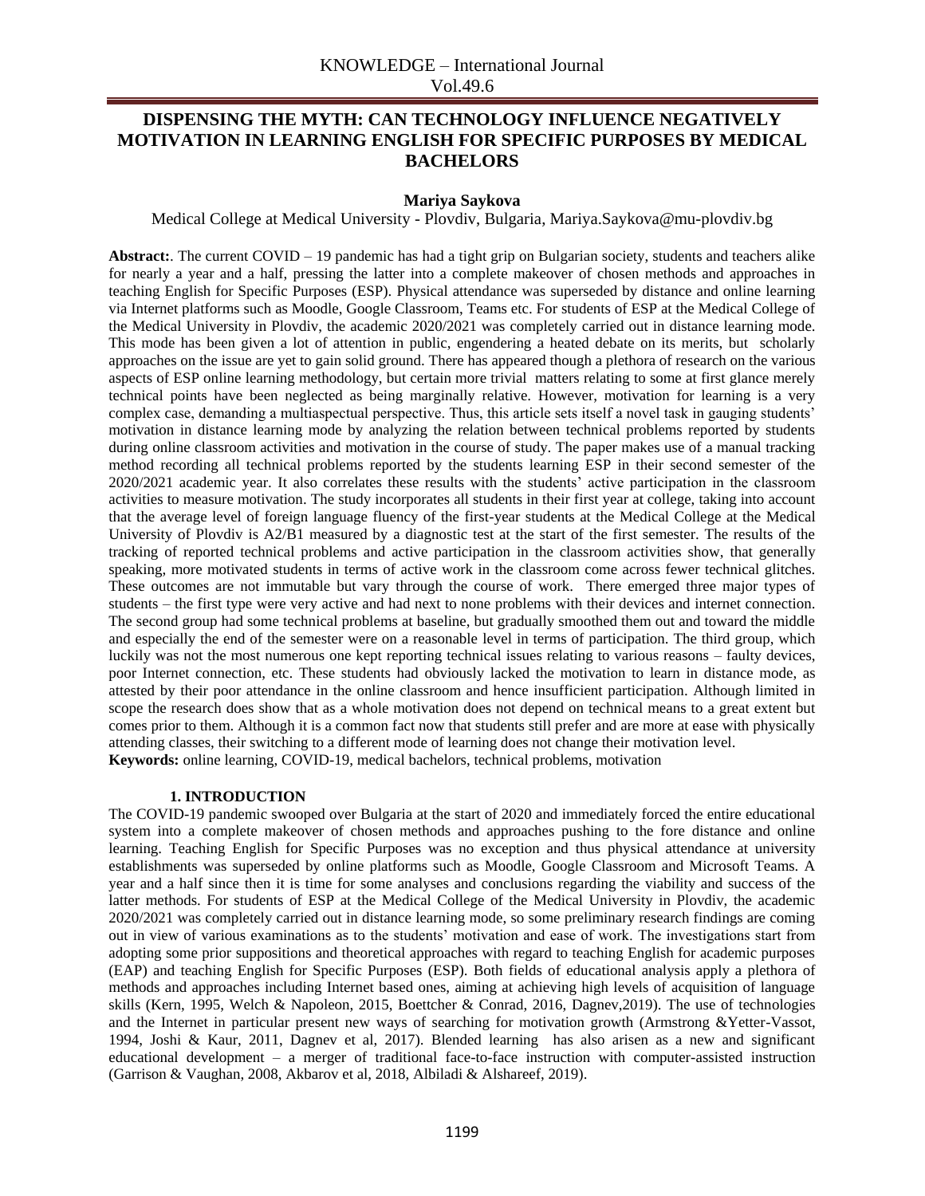# DISPENSING THE MYTH: CAN TECHNOLOGY INFLUENCE NEGATIVELY MOTIVATION IN LEARNING ENGLISH FOR SPECIFIC PURPOSES BY MEDICAL BACHELORS

**Mariya Saykova**

Medical College at Medical University - Plovdiv, Bulgaria, Mariya.Saykova@mu-plovdiv.bg

**Abstract:**. The current COVID – 19 pandemic has had a tight grip on Bulgarian society, students and teachers alike for nearly a year and a half, pressing the latter into a complete makeover of chosen methods and approaches in teaching English for Specific Purposes (ESP). Physical attendance was superseded by distance and online learning via Internet platforms such as Moodle, Google Classroom, Teams etc. For students of ESP at the Medical College of the Medical University in Plovdiv, the academic 2020/2021 was completely carried out in distance learning mode. This mode has been given a lot of attention in public, engendering a heated debate on its merits, but scholarly approaches on the issue are yet to gain solid ground. There has appeared though a plethora of research on the various aspects of ESP online learning methodology, but certain more trivial matters relating to some at first glance merely technical points have been neglected as being marginally relative. However, motivation for learning is a very complex case, demanding a multiaspectual perspective. Thus, this article sets itself a novel task in gauging students' motivation in distance learning mode by analyzing the relation between technical problems reported by students during online classroom activities and motivation in the course of study. The paper makes use of a manual tracking method recording all technical problems reported by the students learning ESP in their second semester of the 2020/2021 academic year. It also correlates these results with the students' active participation in the classroom activities to measure motivation. The study incorporates all students in their first year at college, taking into account that the average level of foreign language fluency of the first-year students at the Medical College at the Medical University of Plovdiv is A2/B1 measured by a diagnostic test at the start of the first semester. The results of the tracking of reported technical problems and active participation in the classroom activities show, that generally speaking, more motivated students in terms of active work in the classroom come across fewer technical glitches. These outcomes are not immutable but vary through the course of work. There emerged three major types of students – the first type were very active and had next to none problems with their devices and internet connection. The second group had some technical problems at baseline, but gradually smoothed them out and toward the middle and especially the end of the semester were on a reasonable level in terms of participation. The third group, which luckily was not the most numerous one kept reporting technical issues relating to various reasons – faulty devices, poor Internet connection, etc. These students had obviously lacked the motivation to learn in distance mode, as attested by their poor attendance in the online classroom and hence insufficient participation. Although limited in scope the research does show that as a whole motivation does not depend on technical means to a great extent but comes prior to them. Although it is a common fact now that students still prefer and are more at ease with physically attending classes, their switching to a different mode of learning does not change their motivation level.

**Keywords:** online learning, COVID-19, medical bachelors, technical problems, motivation

## 1. INTRODUCTION

The COVID-19 pandemic swooped over Bulgaria at the start of 2020 and immediately forced the entire educational system into a complete makeover of chosen methods and approaches pushing to the fore distance and online learning. Teaching English for Specific Purposes was no exception and thus physical attendance at university establishments was superseded by online platforms such as Moodle, Google Classroom and Microsoft Teams. A year and a half since then it is time for some analyses and conclusions regarding the viability and success of the latter methods. For students of ESP at the Medical College of the Medical University in Plovdiv, the academic 2020/2021 was completely carried out in distance learning mode, so some preliminary research findings are coming out in view of various examinations as to the students' motivation and ease of work. The investigations start from adopting some prior suppositions and theoretical approaches with regard to teaching English for academic purposes (EAP) and teaching English for Specific Purposes (ESP). Both fields of educational analysis apply a plethora of methods and approaches including Internet based ones, aiming at achieving high levels of acquisition of language skills (Kern, 1995, Welch & Napoleon, 2015, Boettcher & Conrad, 2016, Dagnev,2019). The use of technologies and the Internet in particular present new ways of searching for motivation growth (Armstrong &Yetter-Vassot, 1994, Joshi & Kaur, 2011, Dagnev et al, 2017). Blended learning has also arisen as a new and significant educational development – a merger of traditional face-to-face instruction with computer-assisted instruction (Garrison & Vaughan, 2008, Akbarov et al, 2018, Albiladi & Alshareef, 2019).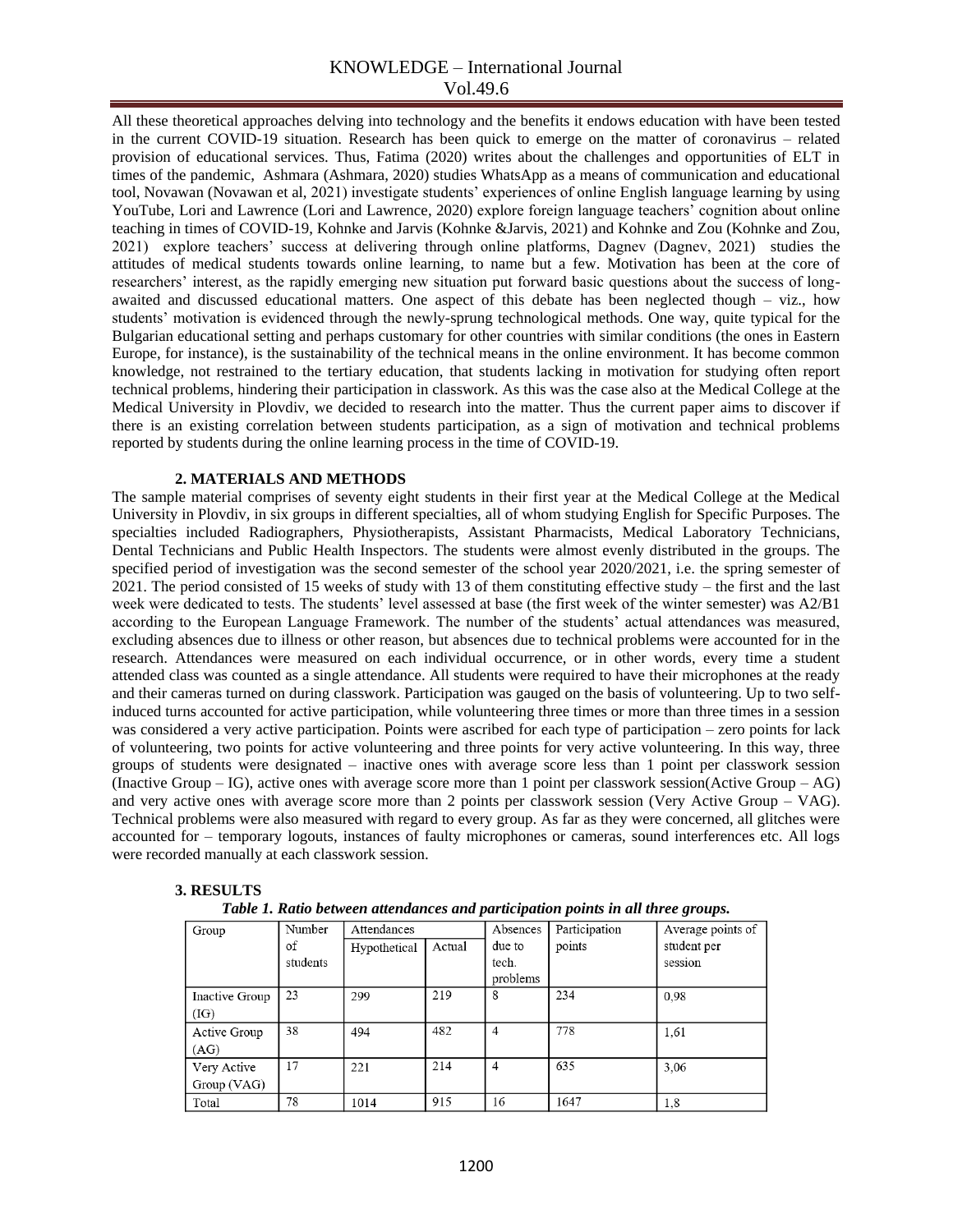All these theoretical approaches delving into technology and the benefits it endows education with have been tested in the current COVID-19 situation. Research has been quick to emerge on the matter of coronavirus – related provision of educational services. Thus, Fatima (2020) writes about the challenges and opportunities of ELT in times of the pandemic, Ashmara (Ashmara, 2020) studies WhatsApp as a means of communication and educational tool, Novawan (Novawan et al, 2021) investigate students' experiences of online English language learning by using YouTube, Lori and Lawrence (Lori and Lawrence, 2020) explore foreign language teachers' cognition about online teaching in times of COVID-19, Kohnke and Jarvis (Kohnke &Jarvis, 2021) and Kohnke and Zou (Kohnke and Zou, 2021) explore teachers' success at delivering through online platforms, Dagnev (Dagnev, 2021) studies the attitudes of medical students towards online learning, to name but a few. Motivation has been at the core of researchers' interest, as the rapidly emerging new situation put forward basic questions about the success of long-awaited and discussed educational matters. One aspect of this debate has been neglected though – viz., how students' motivation is evidenced through the newly-sprung technological methods. One way, quite typical for the Bulgarian educational setting and perhaps customary for other countries with similar conditions (the ones in Eastern Europe, for instance), is the sustainability of the technical means in the online environment. It has become common knowledge, not restrained to the tertiary education, that students lacking in motivation for studying often report technical problems, hindering their participation in classwork. As this was the case also at the Medical College at the Medical University in Plovdiv, we decided to research into the matter. Thus the current paper aims to discover if there is an existing correlation between students participation, as a sign of motivation and technical problems reported by students during the online learning process in the time of COVID-19.

## 2. MATERIALS AND METHODS

The sample material comprises of seventy eight students in their first year at the Medical College at the Medical University in Plovdiv, in six groups in different specialties, all of whom studying English for Specific Purposes. The specialties included Radiographers, Physiotherapists, Assistant Pharmacists, Medical Laboratory Technicians, Dental Technicians and Public Health Inspectors. The students were almost evenly distributed in the groups. The specified period of investigation was the second semester of the school year 2020/2021, i.e. the spring semester of 2021. The period consisted of 15 weeks of study with 13 of them constituting effective study – the first and the last week were dedicated to tests. The students' level assessed at base (the first week of the winter semester) was A2/B1 according to the European Language Framework. The number of the students' actual attendances was measured, excluding absences due to illness or other reason, but absences due to technical problems were accounted for in the research. Attendances were measured on each individual occurrence, or in other words, every time a student attended class was counted as a single attendance. All students were required to have their microphones at the ready and their cameras turned on during classwork. Participation was gauged on the basis of volunteering. Up to two self-induced turns accounted for active participation, while volunteering three times or more than three times in a session was considered a very active participation. Points were ascribed for each type of participation – zero points for lack of volunteering, two points for active volunteering and three points for very active volunteering. In this way, three groups of students were designated – inactive ones with average score less than 1 point per classwork session (Inactive Group – IG), active ones with average score more than 1 point per classwork session(Active Group – AG) and very active ones with average score more than 2 points per classwork session (Very Active Group – VAG). Technical problems were also measured with regard to every group. As far as they were concerned, all glitches were accounted for – temporary logouts, instances of faulty microphones or cameras, sound interferences etc. All logs were recorded manually at each classwork session.

## 3. RESULTS

***Table 1. Ratio between attendances and participation points in all three groups.***

| Group | Number of students | Attendances | | Absences due to tech. problems | Participation points | Average points of student per session |
|---|---|---|---|---|---|---|
| | | Hypothetical | Actual | | | |
| Inactive Group (IG) | 23 | 299 | 219 | 8 | 234 | 0,98 |
| Active Group (AG) | 38 | 494 | 482 | 4 | 778 | 1,61 |
| Very Active Group (VAG) | 17 | 221 | 214 | 4 | 635 | 3,06 |
| Total | 78 | 1014 | 915 | 16 | 1647 | 1,8 |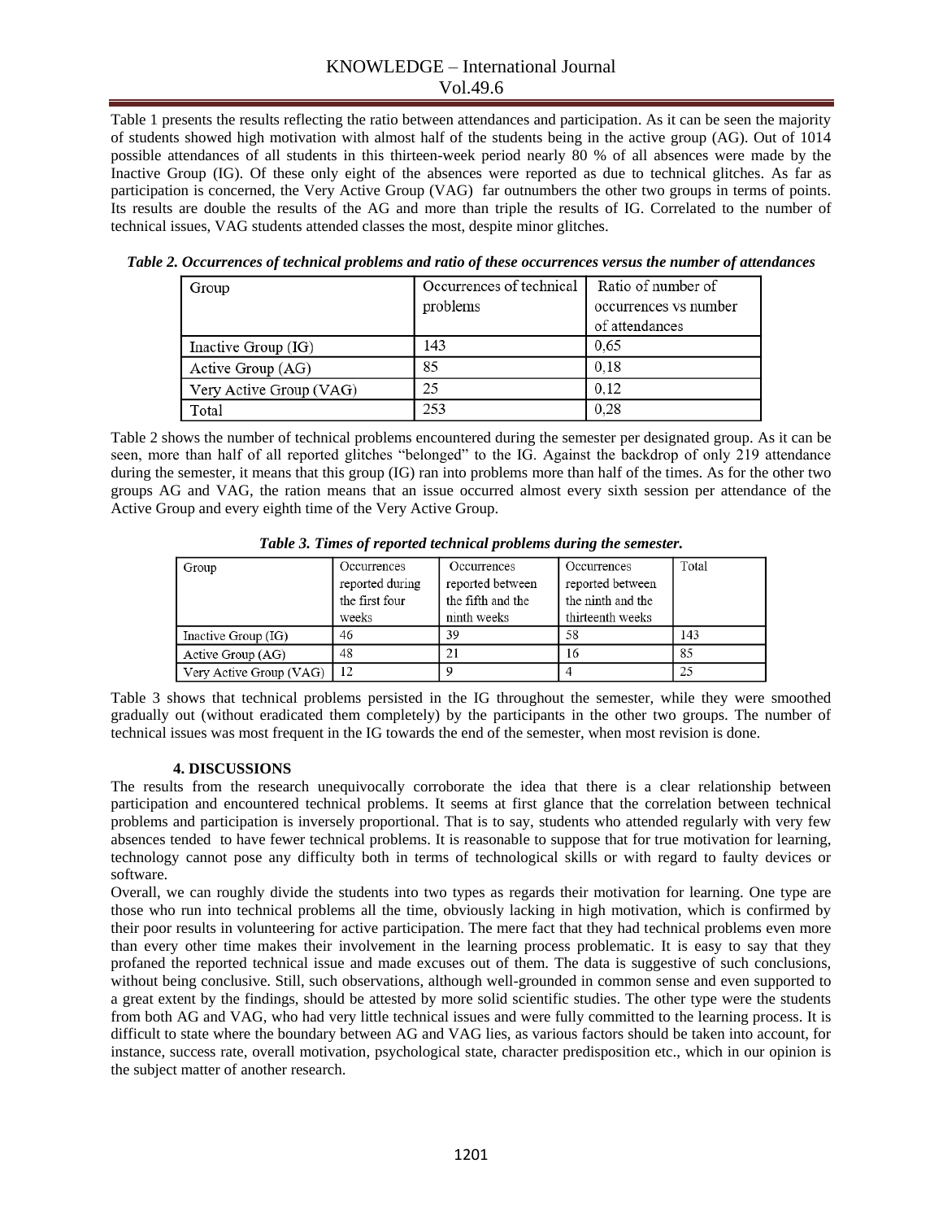Table 1 presents the results reflecting the ratio between attendances and participation. As it can be seen the majority of students showed high motivation with almost half of the students being in the active group (AG). Out of 1014 possible attendances of all students in this thirteen-week period nearly 80 % of all absences were made by the Inactive Group (IG). Of these only eight of the absences were reported as due to technical glitches. As far as participation is concerned, the Very Active Group (VAG) far outnumbers the other two groups in terms of points. Its results are double the results of the AG and more than triple the results of IG. Correlated to the number of technical issues, VAG students attended classes the most, despite minor glitches.

***Table 2. Occurrences of technical problems and ratio of these occurrences versus the number of attendances***

| Group | Occurrences of technical problems | Ratio of number of occurrences vs number of attendances |
|---|---|---|
| Inactive Group (IG) | 143 | 0,65 |
| Active Group (AG) | 85 | 0,18 |
| Very Active Group (VAG) | 25 | 0,12 |
| Total | 253 | 0,28 |

Table 2 shows the number of technical problems encountered during the semester per designated group. As it can be seen, more than half of all reported glitches "belonged" to the IG. Against the backdrop of only 219 attendance during the semester, it means that this group (IG) ran into problems more than half of the times. As for the other two groups AG and VAG, the ration means that an issue occurred almost every sixth session per attendance of the Active Group and every eighth time of the Very Active Group.

***Table 3. Times of reported technical problems during the semester.***

| Group | Occurrences reported during the first four weeks | Occurrences reported between the fifth and the ninth weeks | Occurrences reported between the ninth and the thirteenth weeks | Total |
|---|---|---|---|---|
| Inactive Group (IG) | 46 | 39 | 58 | 143 |
| Active Group (AG) | 48 | 21 | 16 | 85 |
| Very Active Group (VAG) | 12 | 9 | 4 | 25 |

Table 3 shows that technical problems persisted in the IG throughout the semester, while they were smoothed gradually out (without eradicated them completely) by the participants in the other two groups. The number of technical issues was most frequent in the IG towards the end of the semester, when most revision is done.

## 4. DISCUSSIONS

The results from the research unequivocally corroborate the idea that there is a clear relationship between participation and encountered technical problems. It seems at first glance that the correlation between technical problems and participation is inversely proportional. That is to say, students who attended regularly with very few absences tended to have fewer technical problems. It is reasonable to suppose that for true motivation for learning, technology cannot pose any difficulty both in terms of technological skills or with regard to faulty devices or software.

Overall, we can roughly divide the students into two types as regards their motivation for learning. One type are those who run into technical problems all the time, obviously lacking in high motivation, which is confirmed by their poor results in volunteering for active participation. The mere fact that they had technical problems even more than every other time makes their involvement in the learning process problematic. It is easy to say that they profaned the reported technical issue and made excuses out of them. The data is suggestive of such conclusions, without being conclusive. Still, such observations, although well-grounded in common sense and even supported to a great extent by the findings, should be attested by more solid scientific studies. The other type were the students from both AG and VAG, who had very little technical issues and were fully committed to the learning process. It is difficult to state where the boundary between AG and VAG lies, as various factors should be taken into account, for instance, success rate, overall motivation, psychological state, character predisposition etc., which in our opinion is the subject matter of another research.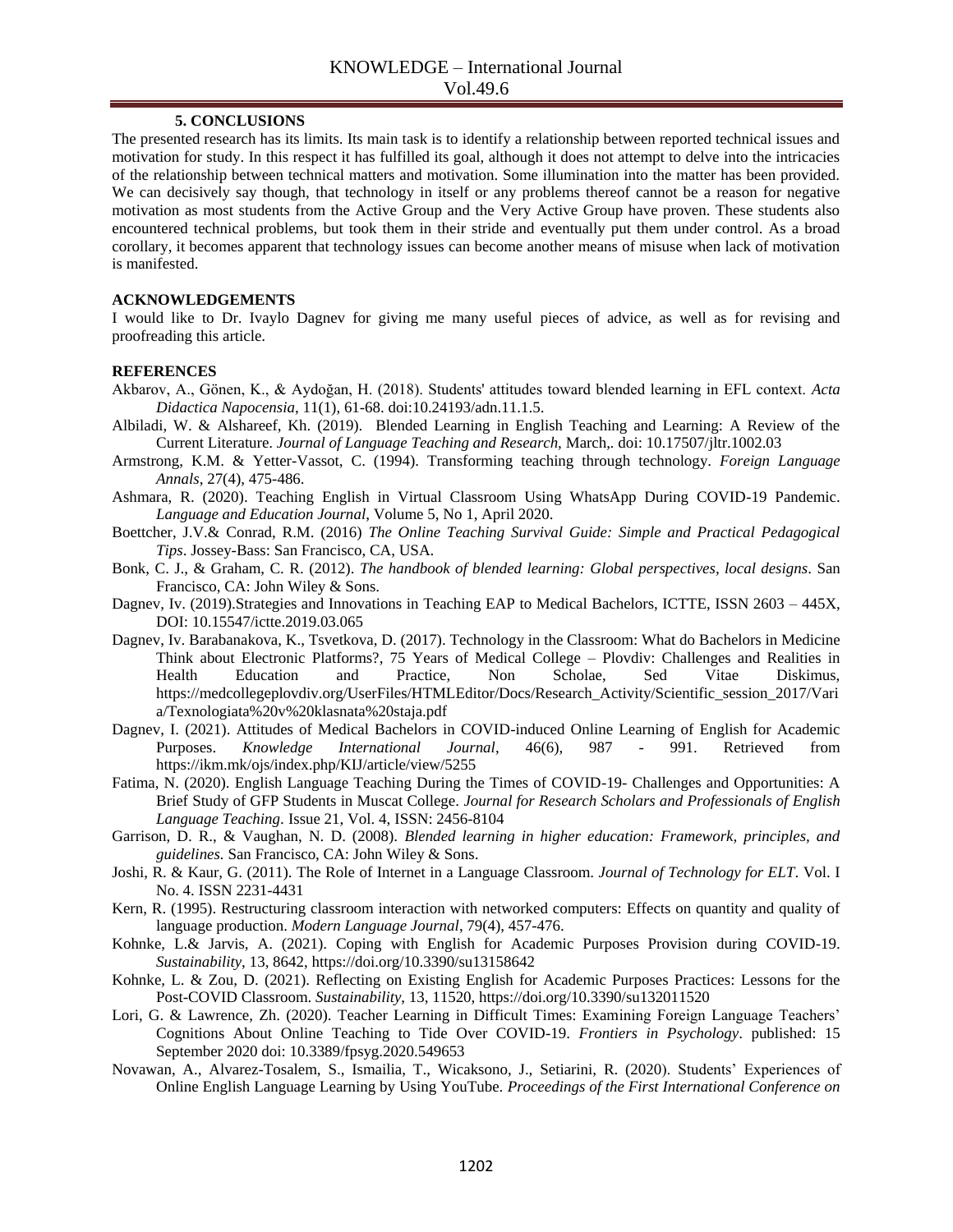### 5. CONCLUSIONS

The presented research has its limits. Its main task is to identify a relationship between reported technical issues and motivation for study. In this respect it has fulfilled its goal, although it does not attempt to delve into the intricacies of the relationship between technical matters and motivation. Some illumination into the matter has been provided. We can decisively say though, that technology in itself or any problems thereof cannot be a reason for negative motivation as most students from the Active Group and the Very Active Group have proven. These students also encountered technical problems, but took them in their stride and eventually put them under control. As a broad corollary, it becomes apparent that technology issues can become another means of misuse when lack of motivation is manifested.

### ACKNOWLEDGEMENTS

I would like to Dr. Ivaylo Dagnev for giving me many useful pieces of advice, as well as for revising and proofreading this article.

### REFERENCES

Akbarov, A., Gönen, K., & Aydoğan, H. (2018). Students' attitudes toward blended learning in EFL context. *Acta Didactica Napocensia*, 11(1), 61-68. doi:10.24193/adn.11.1.5.

Albiladi, W. & Alshareef, Kh. (2019). Blended Learning in English Teaching and Learning: A Review of the Current Literature. *Journal of Language Teaching and Research*, March,. doi: 10.17507/jltr.1002.03

Armstrong, K.M. & Yetter-Vassot, C. (1994). Transforming teaching through technology. *Foreign Language Annals*, 27(4), 475-486.

Ashmara, R. (2020). Teaching English in Virtual Classroom Using WhatsApp During COVID-19 Pandemic. *Language and Education Journal*, Volume 5, No 1, April 2020.

Boettcher, J.V.& Conrad, R.M. (2016) *The Online Teaching Survival Guide: Simple and Practical Pedagogical Tips*. Jossey-Bass: San Francisco, CA, USA.

Bonk, C. J., & Graham, C. R. (2012). *The handbook of blended learning: Global perspectives, local designs*. San Francisco, CA: John Wiley & Sons.

Dagnev, Iv. (2019).Strategies and Innovations in Teaching EAP to Medical Bachelors, ICTTE, ISSN 2603 – 445X, DOI: 10.15547/ictte.2019.03.065

Dagnev, Iv. Barabanakova, K., Tsvetkova, D. (2017). Technology in the Classroom: What do Bachelors in Medicine Think about Electronic Platforms?, 75 Years of Medical College – Plovdiv: Challenges and Realities in Health Education and Practice, Non Scholae, Sed Vitae Diskimus, https://medcollegeplovdiv.org/UserFiles/HTMLEditor/Docs/Research_Activity/Scientific_session_2017/Varia/Texnologiata%20v%20klasnata%20staja.pdf

Dagnev, I. (2021). Attitudes of Medical Bachelors in COVID-induced Online Learning of English for Academic Purposes. *Knowledge International Journal*, 46(6), 987 - 991. Retrieved from https://ikm.mk/ojs/index.php/KIJ/article/view/5255

Fatima, N. (2020). English Language Teaching During the Times of COVID-19- Challenges and Opportunities: A Brief Study of GFP Students in Muscat College. *Journal for Research Scholars and Professionals of English Language Teaching*. Issue 21, Vol. 4, ISSN: 2456-8104

Garrison, D. R., & Vaughan, N. D. (2008). *Blended learning in higher education: Framework, principles, and guidelines.* San Francisco, CA: John Wiley & Sons.

Joshi, R. & Kaur, G. (2011). The Role of Internet in a Language Classroom. *Journal of Technology for ELT*. Vol. I No. 4. ISSN 2231-4431

Kern, R. (1995). Restructuring classroom interaction with networked computers: Effects on quantity and quality of language production. *Modern Language Journal*, 79(4), 457-476.

Kohnke, L.& Jarvis, A. (2021). Coping with English for Academic Purposes Provision during COVID-19. *Sustainability*, 13, 8642, https://doi.org/10.3390/su13158642

Kohnke, L. & Zou, D. (2021). Reflecting on Existing English for Academic Purposes Practices: Lessons for the Post-COVID Classroom. *Sustainability*, 13, 11520, https://doi.org/10.3390/su132011520

Lori, G. & Lawrence, Zh. (2020). Teacher Learning in Difficult Times: Examining Foreign Language Teachers' Cognitions About Online Teaching to Tide Over COVID-19. *Frontiers in Psychology*. published: 15 September 2020 doi: 10.3389/fpsyg.2020.549653

Novawan, A., Alvarez-Tosalem, S., Ismailia, T., Wicaksono, J., Setiarini, R. (2020). Students' Experiences of Online English Language Learning by Using YouTube. *Proceedings of the First International Conference on*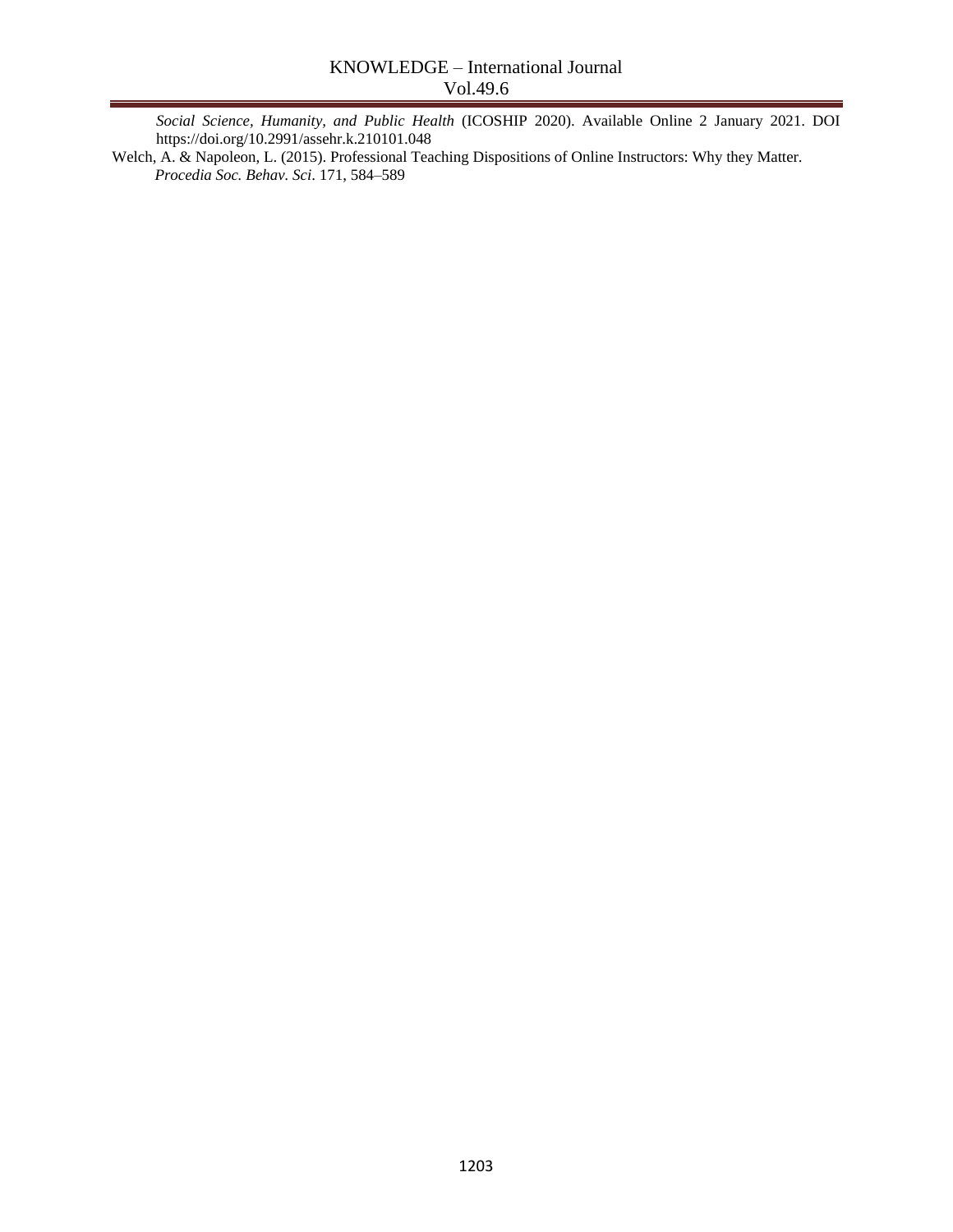*Social Science, Humanity, and Public Health* (ICOSHIP 2020). Available Online 2 January 2021. DOI https://doi.org/10.2991/assehr.k.210101.048

Welch, A. & Napoleon, L. (2015). Professional Teaching Dispositions of Online Instructors: Why they Matter. *Procedia Soc. Behav. Sci*. 171, 584–589